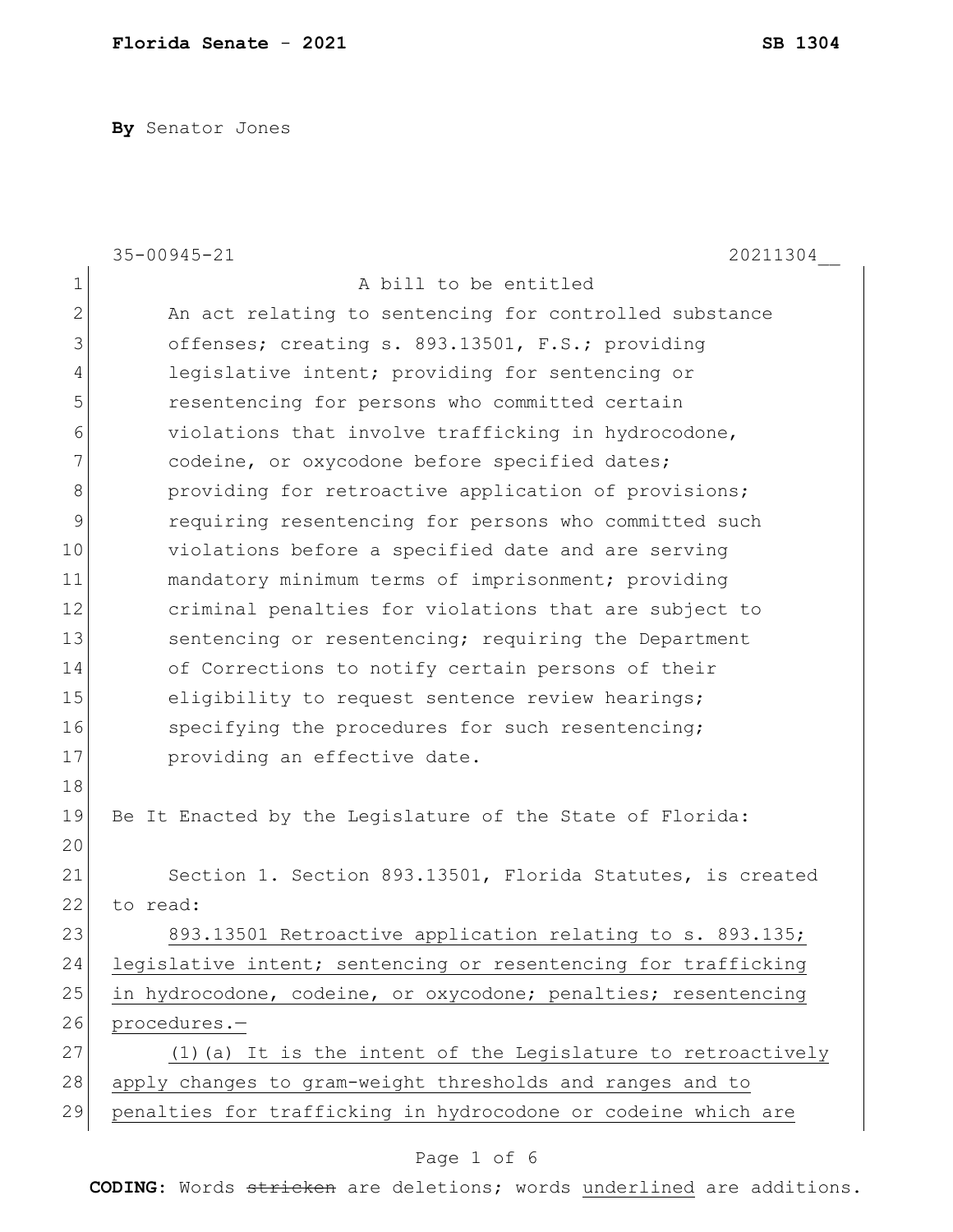**By** Senator Jones

35-00945-21 20211304__

A bill to be entitled

An act relating to sentencing for controlled substance offenses; creating s. 893.13501, F.S.; providing legislative intent; providing for sentencing or resentencing for persons who committed certain violations that involve trafficking in hydrocodone, codeine, or oxycodone before specified dates; providing for retroactive application of provisions; requiring resentencing for persons who committed such violations before a specified date and are serving mandatory minimum terms of imprisonment; providing criminal penalties for violations that are subject to sentencing or resentencing; requiring the Department of Corrections to notify certain persons of their eligibility to request sentence review hearings; specifying the procedures for such resentencing; providing an effective date.

Be It Enacted by the Legislature of the State of Florida:

Section 1. Section 893.13501, Florida Statutes, is created to read:

893.13501 Retroactive application relating to s. 893.135; legislative intent; sentencing or resentencing for trafficking in hydrocodone, codeine, or oxycodone; penalties; resentencing procedures.—

(1)(a) It is the intent of the Legislature to retroactively apply changes to gram-weight thresholds and ranges and to penalties for trafficking in hydrocodone or codeine which are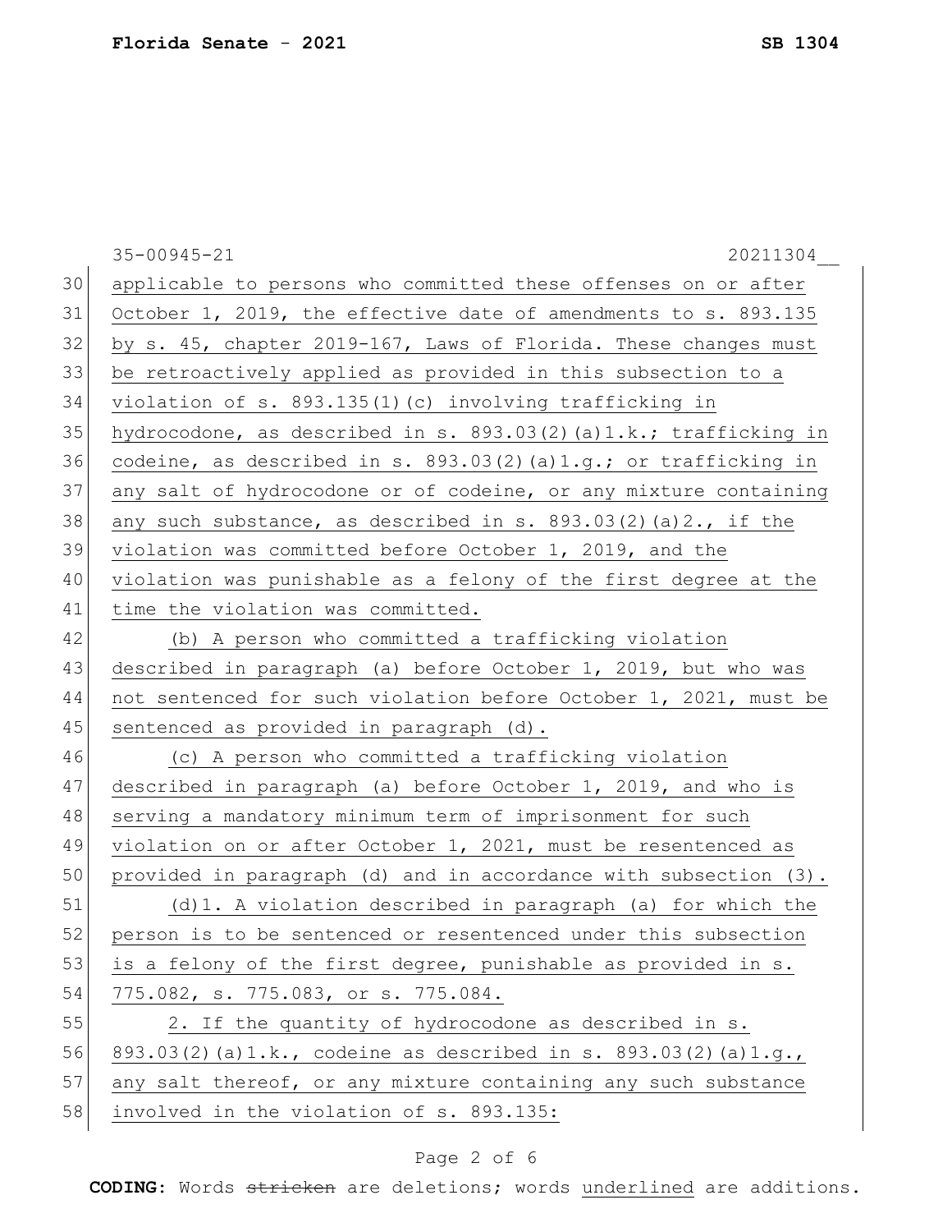applicable to persons who committed these offenses on or after October 1, 2019, the effective date of amendments to s. 893.135 by s. 45, chapter 2019-167, Laws of Florida. These changes must be retroactively applied as provided in this subsection to a violation of s. 893.135(1)(c) involving trafficking in hydrocodone, as described in s. 893.03(2)(a)1.k.; trafficking in codeine, as described in s. 893.03(2)(a)1.g.; or trafficking in any salt of hydrocodone or of codeine, or any mixture containing any such substance, as described in s. 893.03(2)(a)2., if the violation was committed before October 1, 2019, and the violation was punishable as a felony of the first degree at the time the violation was committed.

(b) A person who committed a trafficking violation described in paragraph (a) before October 1, 2019, but who was not sentenced for such violation before October 1, 2021, must be sentenced as provided in paragraph (d).

(c) A person who committed a trafficking violation described in paragraph (a) before October 1, 2019, and who is serving a mandatory minimum term of imprisonment for such violation on or after October 1, 2021, must be resentenced as provided in paragraph (d) and in accordance with subsection (3).

(d)1. A violation described in paragraph (a) for which the person is to be sentenced or resentenced under this subsection is a felony of the first degree, punishable as provided in s. 775.082, s. 775.083, or s. 775.084.

2. If the quantity of hydrocodone as described in s. 893.03(2)(a)1.k., codeine as described in s. 893.03(2)(a)1.g., any salt thereof, or any mixture containing any such substance involved in the violation of s. 893.135: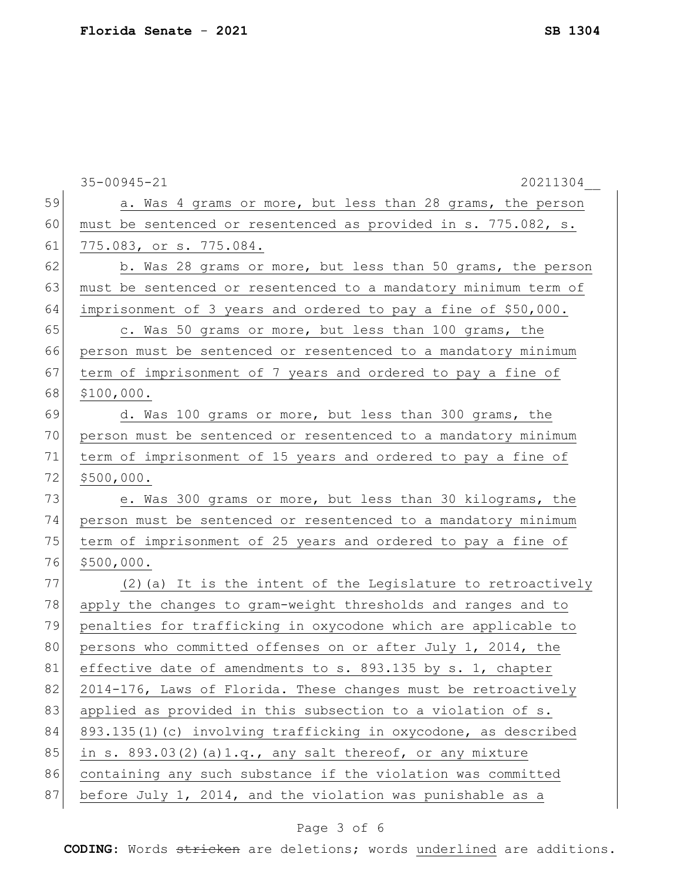a. Was 4 grams or more, but less than 28 grams, the person must be sentenced or resentenced as provided in s. 775.082, s. 775.083, or s. 775.084.

b. Was 28 grams or more, but less than 50 grams, the person must be sentenced or resentenced to a mandatory minimum term of imprisonment of 3 years and ordered to pay a fine of $50,000.

c. Was 50 grams or more, but less than 100 grams, the person must be sentenced or resentenced to a mandatory minimum term of imprisonment of 7 years and ordered to pay a fine of $100,000.

d. Was 100 grams or more, but less than 300 grams, the person must be sentenced or resentenced to a mandatory minimum term of imprisonment of 15 years and ordered to pay a fine of $500,000.

e. Was 300 grams or more, but less than 30 kilograms, the person must be sentenced or resentenced to a mandatory minimum term of imprisonment of 25 years and ordered to pay a fine of $500,000.

(2)(a) It is the intent of the Legislature to retroactively apply the changes to gram-weight thresholds and ranges and to penalties for trafficking in oxycodone which are applicable to persons who committed offenses on or after July 1, 2014, the effective date of amendments to s. 893.135 by s. 1, chapter 2014-176, Laws of Florida. These changes must be retroactively applied as provided in this subsection to a violation of s. 893.135(1)(c) involving trafficking in oxycodone, as described in s. 893.03(2)(a)1.q., any salt thereof, or any mixture containing any such substance if the violation was committed before July 1, 2014, and the violation was punishable as a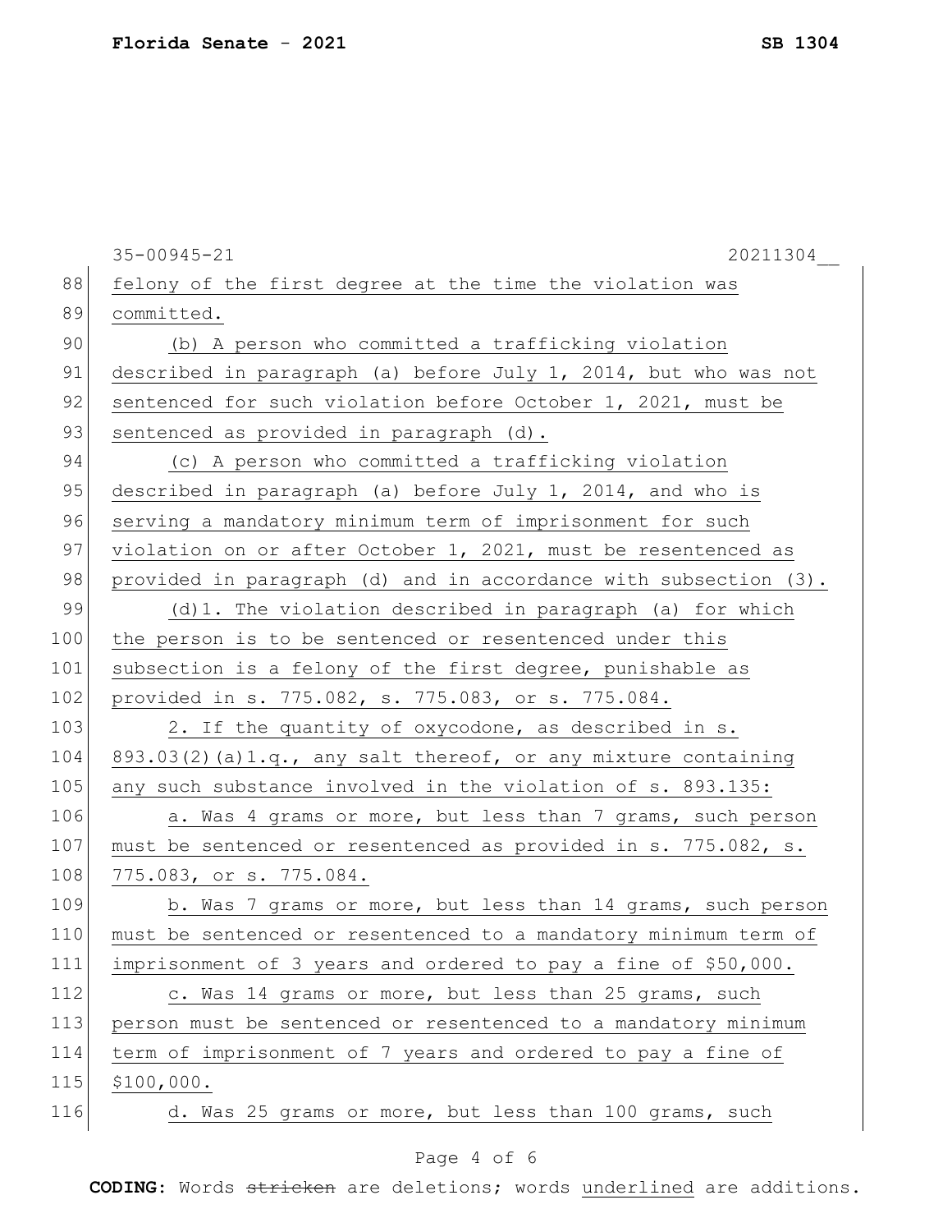felony of the first degree at the time the violation was committed.

(b) A person who committed a trafficking violation described in paragraph (a) before July 1, 2014, but who was not sentenced for such violation before October 1, 2021, must be sentenced as provided in paragraph (d).

(c) A person who committed a trafficking violation described in paragraph (a) before July 1, 2014, and who is serving a mandatory minimum term of imprisonment for such violation on or after October 1, 2021, must be resentenced as provided in paragraph (d) and in accordance with subsection (3).

(d)1. The violation described in paragraph (a) for which the person is to be sentenced or resentenced under this subsection is a felony of the first degree, punishable as provided in s. 775.082, s. 775.083, or s. 775.084.

2. If the quantity of oxycodone, as described in s. 893.03(2)(a)1.q., any salt thereof, or any mixture containing any such substance involved in the violation of s. 893.135:

a. Was 4 grams or more, but less than 7 grams, such person must be sentenced or resentenced as provided in s. 775.082, s. 775.083, or s. 775.084.

b. Was 7 grams or more, but less than 14 grams, such person must be sentenced or resentenced to a mandatory minimum term of imprisonment of 3 years and ordered to pay a fine of $50,000.

c. Was 14 grams or more, but less than 25 grams, such person must be sentenced or resentenced to a mandatory minimum term of imprisonment of 7 years and ordered to pay a fine of $100,000.

d. Was 25 grams or more, but less than 100 grams, such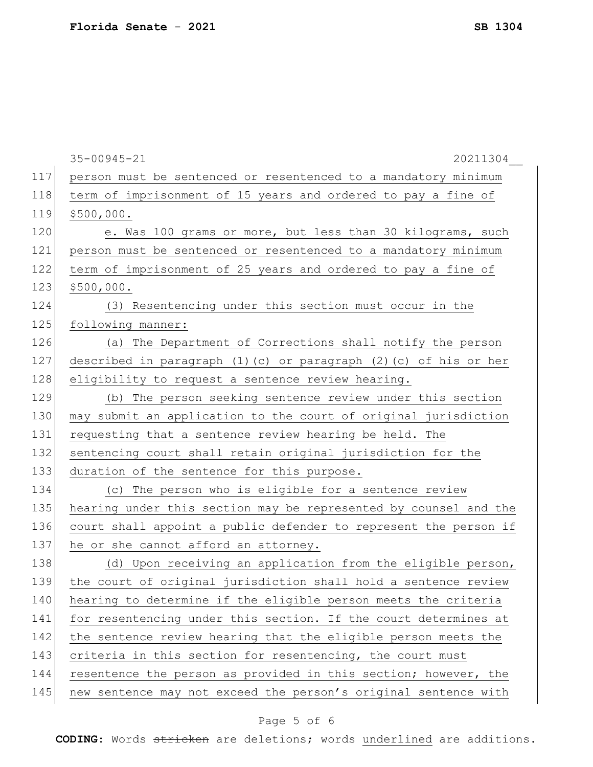person must be sentenced or resentenced to a mandatory minimum term of imprisonment of 15 years and ordered to pay a fine of $500,000.

e. Was 100 grams or more, but less than 30 kilograms, such person must be sentenced or resentenced to a mandatory minimum term of imprisonment of 25 years and ordered to pay a fine of $500,000.

(3) Resentencing under this section must occur in the following manner:

(a) The Department of Corrections shall notify the person described in paragraph (1)(c) or paragraph (2)(c) of his or her eligibility to request a sentence review hearing.

(b) The person seeking sentence review under this section may submit an application to the court of original jurisdiction requesting that a sentence review hearing be held. The sentencing court shall retain original jurisdiction for the duration of the sentence for this purpose.

(c) The person who is eligible for a sentence review hearing under this section may be represented by counsel and the court shall appoint a public defender to represent the person if he or she cannot afford an attorney.

(d) Upon receiving an application from the eligible person, the court of original jurisdiction shall hold a sentence review hearing to determine if the eligible person meets the criteria for resentencing under this section. If the court determines at the sentence review hearing that the eligible person meets the criteria in this section for resentencing, the court must resentence the person as provided in this section; however, the new sentence may not exceed the person's original sentence with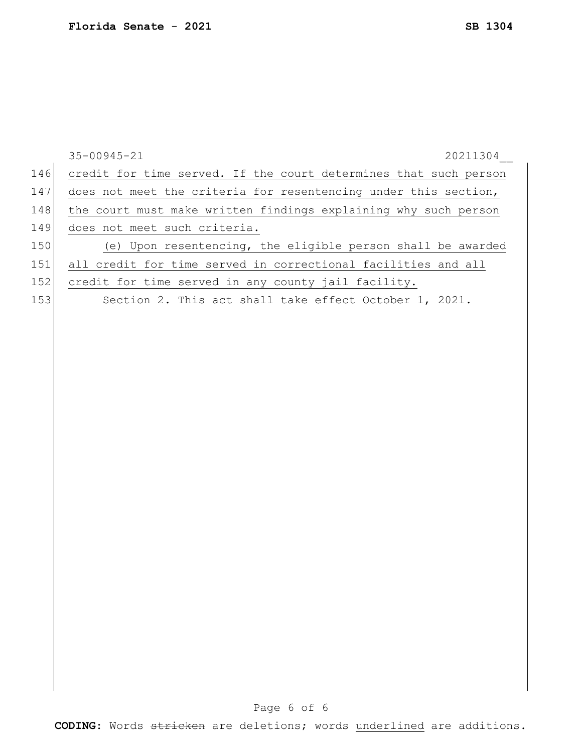credit for time served. If the court determines that such person does not meet the criteria for resentencing under this section, the court must make written findings explaining why such person does not meet such criteria.

(e) Upon resentencing, the eligible person shall be awarded all credit for time served in correctional facilities and all credit for time served in any county jail facility.

Section 2. This act shall take effect October 1, 2021.